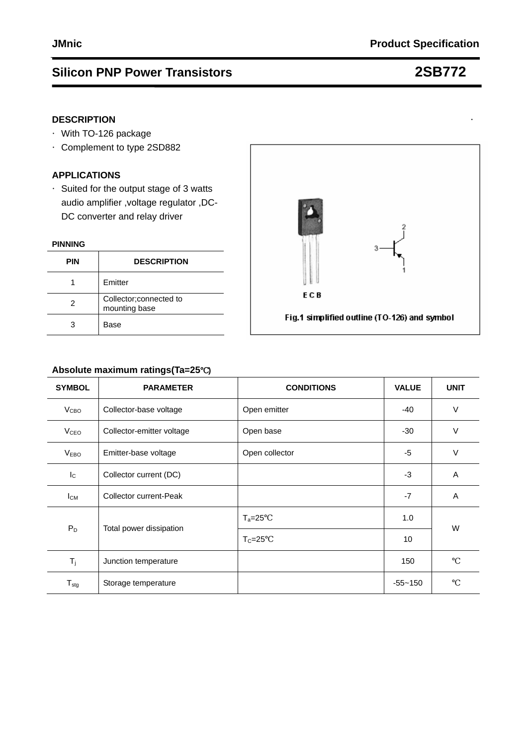## Silicon PNP Power Transistors — 2SB772

### DESCRIPTION

- With TO-126 package
- Complement to type 2SD882

### APPLICATIONS

- Suited for the output stage of 3 watts audio amplifier ,voltage regulator ,DC-DC converter and relay driver

### PINNING

| PIN | DESCRIPTION |
|---|---|
| 1 | Emitter |
| 2 | Collector;connected to mounting base |
| 3 | Base |

Fig.1 simplified outline (TO-126) and symbol

### Absolute maximum ratings(Ta=25℃)

| SYMBOL | PARAMETER | CONDITIONS | VALUE | UNIT |
|---|---|---|---|---|
| $V_{CBO}$ | Collector-base voltage | Open emitter | -40 | V |
| $V_{CEO}$ | Collector-emitter voltage | Open base | -30 | V |
| $V_{EBO}$ | Emitter-base voltage | Open collector | -5 | V |
| $I_C$ | Collector current (DC) | | -3 | A |
| $I_{CM}$ | Collector current-Peak | | -7 | A |
| $P_D$ | Total power dissipation | $T_a$=25℃ | 1.0 | W |
| | | $T_C$=25℃ | 10 | |
| $T_j$ | Junction temperature | | 150 | ℃ |
| $T_{stg}$ | Storage temperature | | -55~150 | ℃ |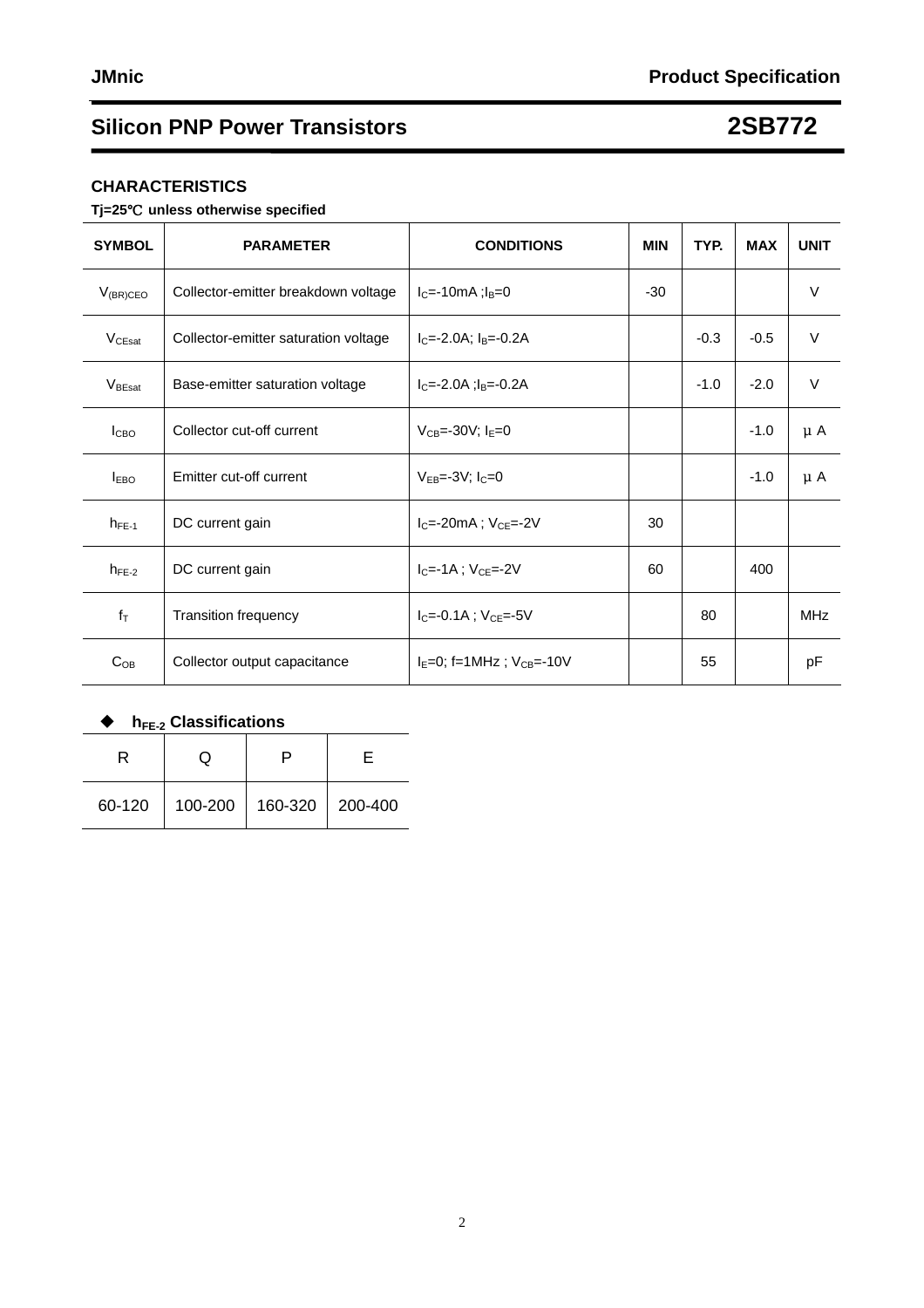## Silicon PNP Power Transistors — 2SB772

### CHARACTERISTICS

**Tj=25℃ unless otherwise specified**

| SYMBOL | PARAMETER | CONDITIONS | MIN | TYP. | MAX | UNIT |
|---|---|---|---|---|---|---|
| $V_{(BR)CEO}$ | Collector-emitter breakdown voltage | $I_C$=-10mA ;$I_B$=0 | -30 | | | V |
| $V_{CEsat}$ | Collector-emitter saturation voltage | $I_C$=-2.0A; $I_B$=-0.2A | | -0.3 | -0.5 | V |
| $V_{BEsat}$ | Base-emitter saturation voltage | $I_C$=-2.0A ;$I_B$=-0.2A | | -1.0 | -2.0 | V |
| $I_{CBO}$ | Collector cut-off current | $V_{CB}$=-30V; $I_E$=0 | | | -1.0 | μA |
| $I_{EBO}$ | Emitter cut-off current | $V_{EB}$=-3V; $I_C$=0 | | | -1.0 | μA |
| $h_{FE-1}$ | DC current gain | $I_C$=-20mA ; $V_{CE}$=-2V | 30 | | | |
| $h_{FE-2}$ | DC current gain | $I_C$=-1A ; $V_{CE}$=-2V | 60 | | 400 | |
| $f_T$ | Transition frequency | $I_C$=-0.1A ; $V_{CE}$=-5V | | 80 | | MHz |
| $C_{OB}$ | Collector output capacitance | $I_E$=0; f=1MHz ; $V_{CB}$=-10V | | 55 | | pF |

◆ **$h_{FE-2}$ Classifications**

| R | Q | P | E |
|---|---|---|---|
| 60-120 | 100-200 | 160-320 | 200-400 |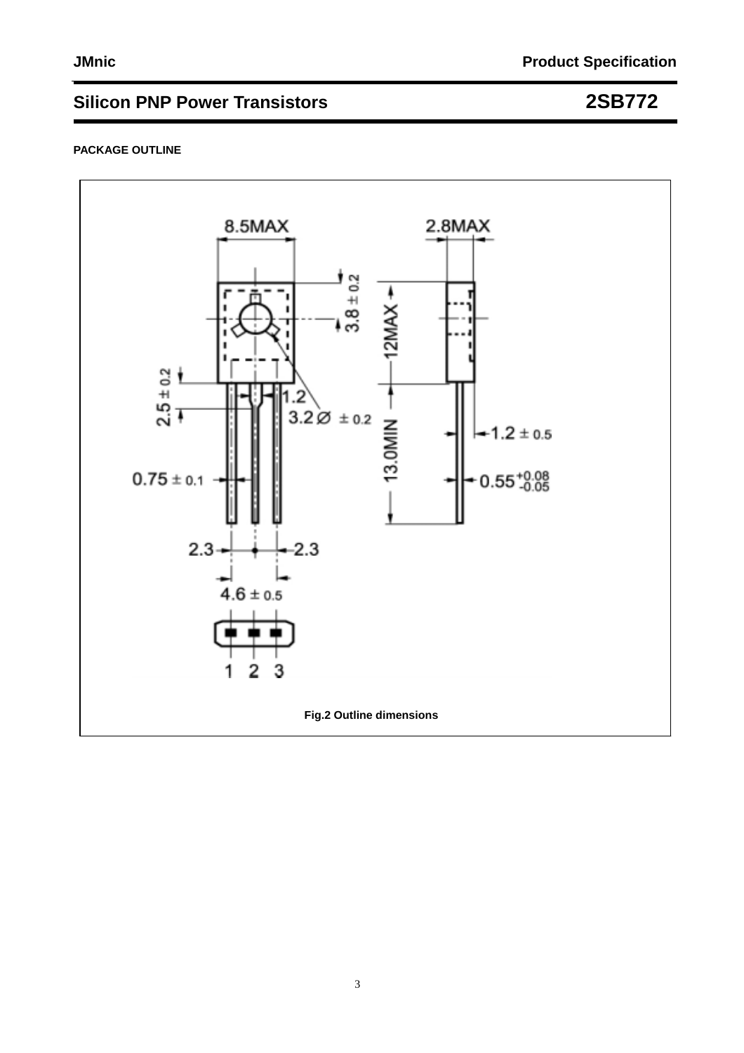# Silicon PNP Power Transistors 2SB772

## PACKAGE OUTLINE

Fig.2 Outline dimensions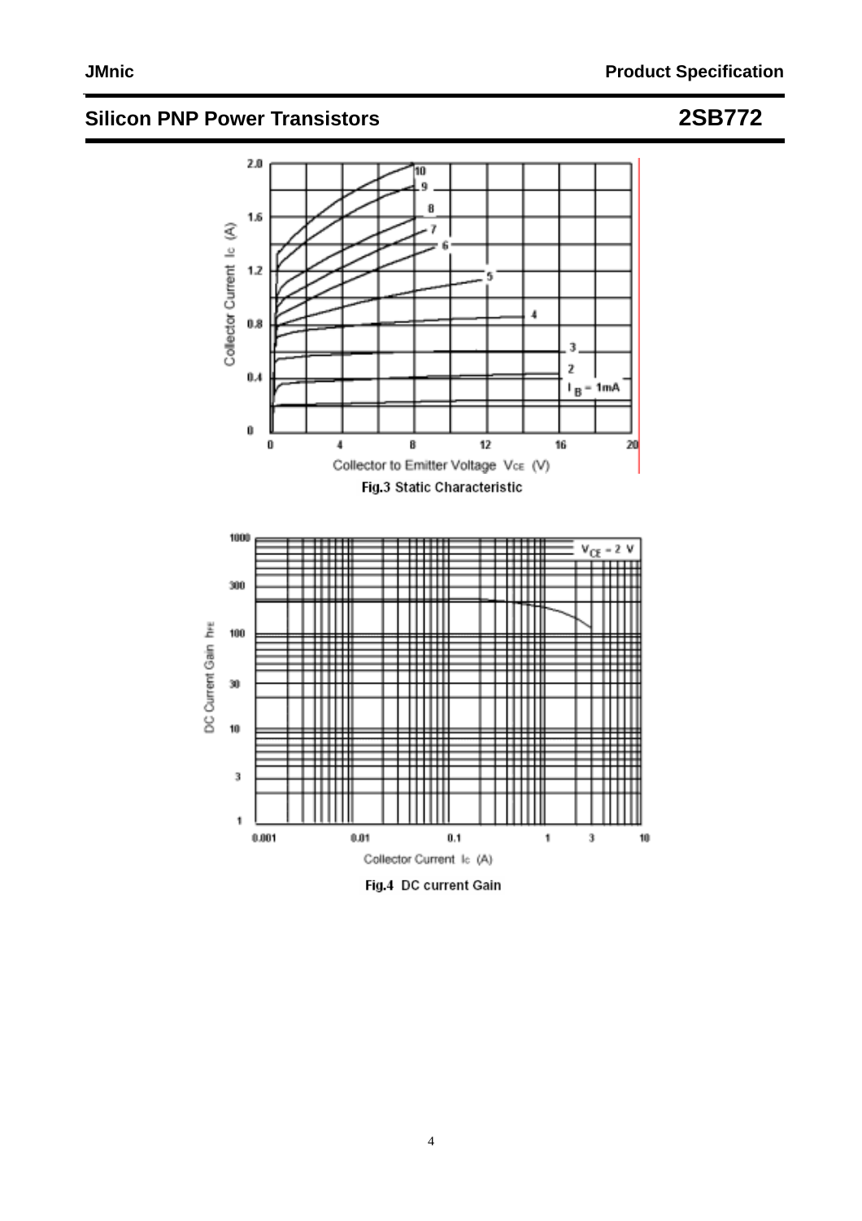Fig.3 Static Characteristic

Fig.4 DC current Gain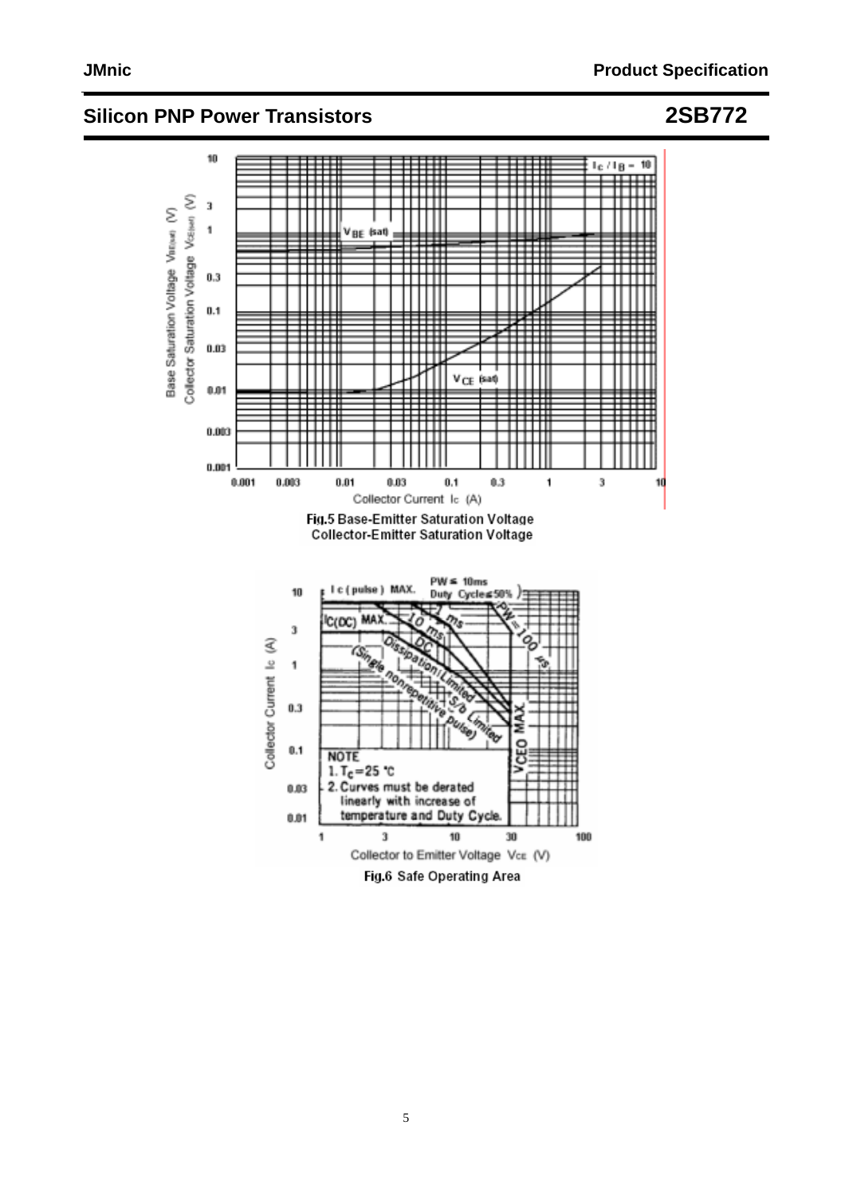## Silicon PNP Power Transistors

## 2SB772

10
3
1
0.3
0.1
0.03
0.01
0.003
0.001

$I_C / I_B = 10$

$V_{BE}$ (sat)

$V_{CE}$ (sat)

Base Saturation Voltage $V_{BE(sat)}$ (V)
Collector Saturation Voltage $V_{CE(sat)}$ (V)

0.001 0.003 0.01 0.03 0.1 0.3 1 3 10

Collector Current $I_C$ (A)

Fig.5 Base-Emitter Saturation Voltage
Collector-Emitter Saturation Voltage

$I_C$ (pulse) MAX.

PW ≤ 10ms
Duty Cycle ≤ 50%

$I_{C(DC)}$ MAX.

10 ms

1 ms

PW = 100 μs

DC

Dissipation Limited

S/b Limited

(Single nonrepetitive pulse)

VCEO MAX.

NOTE
1. $T_C$=25 ℃
2. Curves must be derated linearly with increase of temperature and Duty Cycle.

10
3
1
0.3
0.1
0.03
0.01

Collector Current $I_C$ (A)

1 3 10 30 100

Collector to Emitter Voltage $V_{CE}$ (V)

Fig.6 Safe Operating Area